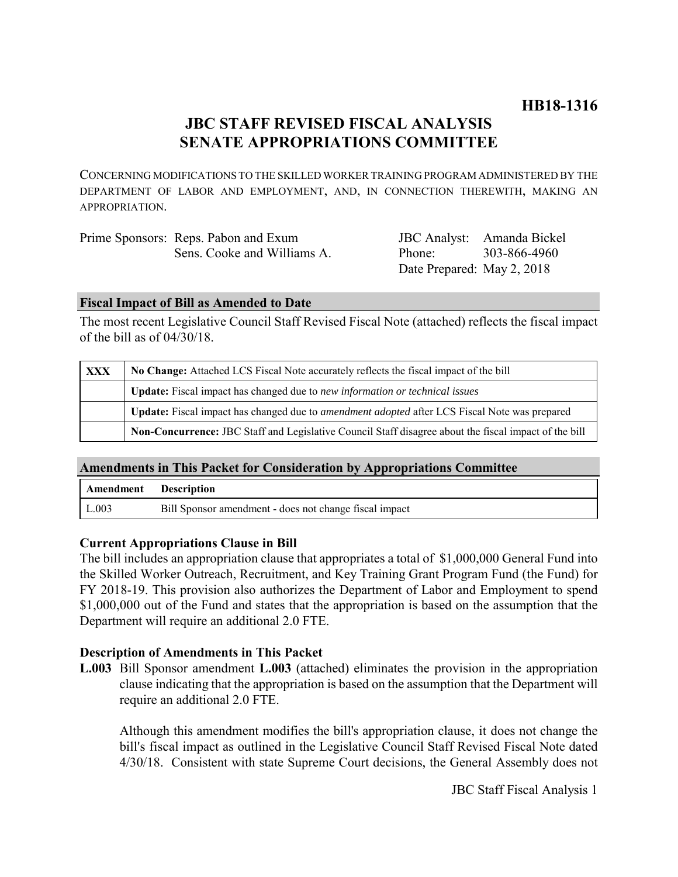**HB18-1316**

# JBC STAFF REVISED FISCAL ANALYSIS
# SENATE APPROPRIATIONS COMMITTEE

CONCERNING MODIFICATIONS TO THE SKILLED WORKER TRAINING PROGRAM ADMINISTERED BY THE DEPARTMENT OF LABOR AND EMPLOYMENT, AND, IN CONNECTION THEREWITH, MAKING AN APPROPRIATION.

| | | | |
|---|---|---|---|
| Prime Sponsors: | Reps. Pabon and Exum | JBC Analyst: | Amanda Bickel |
| | Sens. Cooke and Williams A. | Phone: | 303-866-4960 |
| | | Date Prepared: | May 2, 2018 |

## Fiscal Impact of Bill as Amended to Date

The most recent Legislative Council Staff Revised Fiscal Note (attached) reflects the fiscal impact of the bill as of 04/30/18.

| | |
|---|---|
| **XXX** | **No Change:** Attached LCS Fiscal Note accurately reflects the fiscal impact of the bill |
| | **Update:** Fiscal impact has changed due to *new information or technical issues* |
| | **Update:** Fiscal impact has changed due to *amendment adopted* after LCS Fiscal Note was prepared |
| | **Non-Concurrence:** JBC Staff and Legislative Council Staff disagree about the fiscal impact of the bill |

## Amendments in This Packet for Consideration by Appropriations Committee

| Amendment | Description |
|---|---|
| L.003 | Bill Sponsor amendment - does not change fiscal impact |

### Current Appropriations Clause in Bill

The bill includes an appropriation clause that appropriates a total of $1,000,000 General Fund into the Skilled Worker Outreach, Recruitment, and Key Training Grant Program Fund (the Fund) for FY 2018-19. This provision also authorizes the Department of Labor and Employment to spend $1,000,000 out of the Fund and states that the appropriation is based on the assumption that the Department will require an additional 2.0 FTE.

### Description of Amendments in This Packet

**L.003** Bill Sponsor amendment **L.003** (attached) eliminates the provision in the appropriation clause indicating that the appropriation is based on the assumption that the Department will require an additional 2.0 FTE.

Although this amendment modifies the bill's appropriation clause, it does not change the bill's fiscal impact as outlined in the Legislative Council Staff Revised Fiscal Note dated 4/30/18. Consistent with state Supreme Court decisions, the General Assembly does not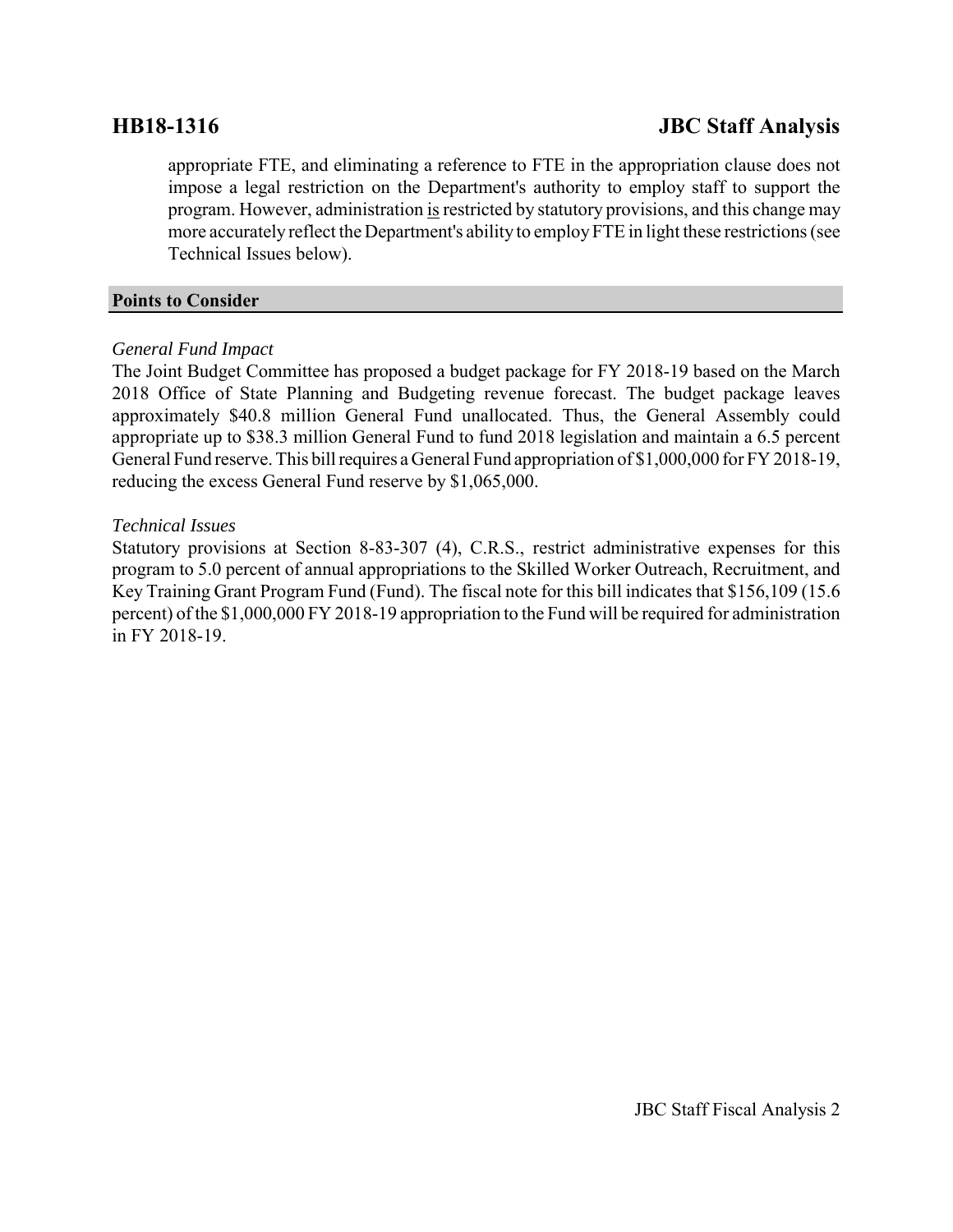appropriate FTE, and eliminating a reference to FTE in the appropriation clause does not impose a legal restriction on the Department's authority to employ staff to support the program. However, administration is restricted by statutory provisions, and this change may more accurately reflect the Department's ability to employ FTE in light these restrictions (see Technical Issues below).

## Points to Consider

*General Fund Impact*

The Joint Budget Committee has proposed a budget package for FY 2018-19 based on the March 2018 Office of State Planning and Budgeting revenue forecast. The budget package leaves approximately $40.8 million General Fund unallocated. Thus, the General Assembly could appropriate up to $38.3 million General Fund to fund 2018 legislation and maintain a 6.5 percent General Fund reserve. This bill requires a General Fund appropriation of $1,000,000 for FY 2018-19, reducing the excess General Fund reserve by $1,065,000.

*Technical Issues*

Statutory provisions at Section 8-83-307 (4), C.R.S., restrict administrative expenses for this program to 5.0 percent of annual appropriations to the Skilled Worker Outreach, Recruitment, and Key Training Grant Program Fund (Fund). The fiscal note for this bill indicates that $156,109 (15.6 percent) of the $1,000,000 FY 2018-19 appropriation to the Fund will be required for administration in FY 2018-19.